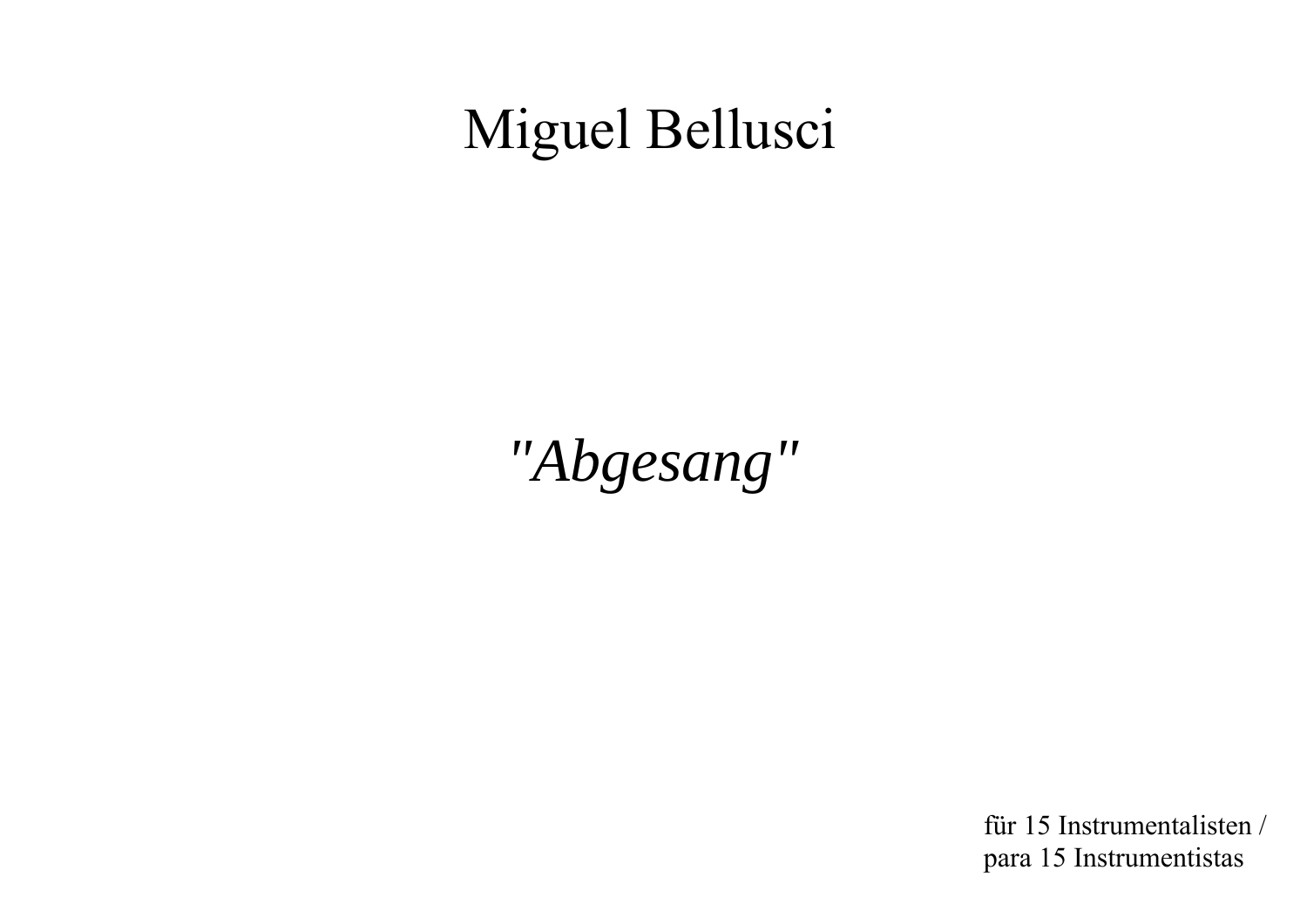# Miguel Bellusci

## *"Abgesang"*

für 15 Instrumentalisten /
para 15 Instrumentistas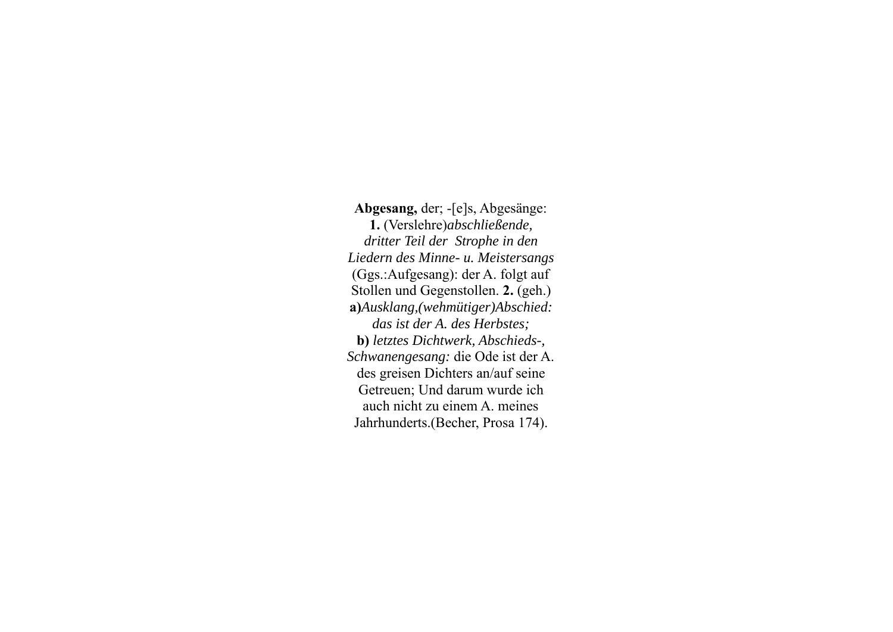**Abgesang,** der; -[e]s, Abgesänge: **1.** (Verslehre)*abschließende, dritter Teil der Strophe in den Liedern des Minne- u. Meistersangs* (Ggs.:Aufgesang): der A. folgt auf Stollen und Gegenstollen. **2.** (geh.) **a)***Ausklang,(wehmütiger)Abschied: das ist der A. des Herbstes;* **b)** *letztes Dichtwerk, Abschieds-, Schwanengesang:* die Ode ist der A. des greisen Dichters an/auf seine Getreuen; Und darum wurde ich auch nicht zu einem A. meines Jahrhunderts.(Becher, Prosa 174).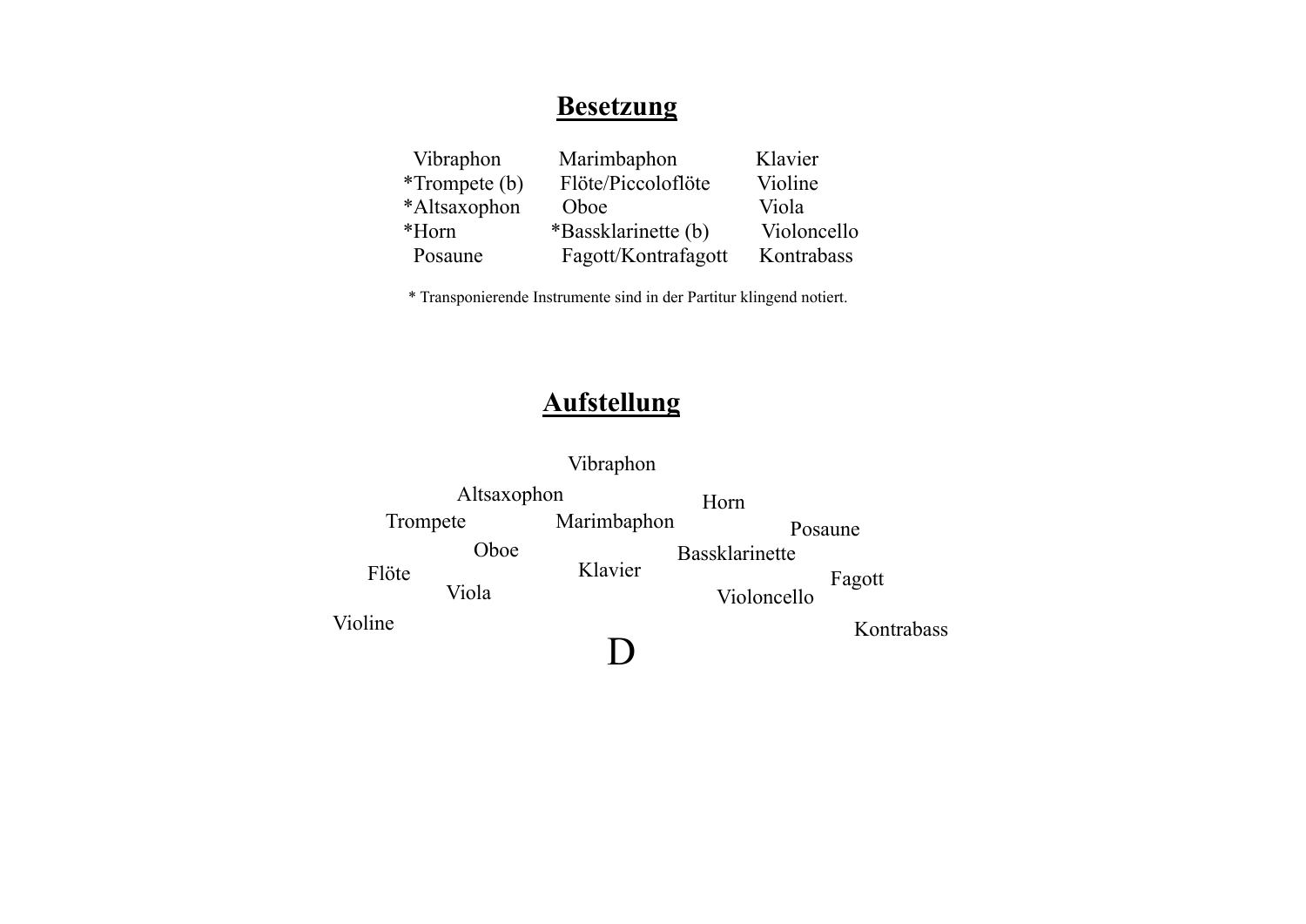## Besetzung

| | | |
|---|---|---|
| Vibraphon | Marimbaphon | Klavier |
| *Trompete (b) | Flöte/Piccoloflöte | Violine |
| *Altsaxophon | Oboe | Viola |
| *Horn | *Bassklarinette (b) | Violoncello |
| Posaune | Fagott/Kontrafagott | Kontrabass |

* Transponierende Instrumente sind in der Partitur klingend notiert.

## Aufstellung

Vibraphon

Altsaxophon Horn

Trompete Marimbaphon Posaune

Oboe Bassklarinette

Flöte Klavier Fagott

Viola Violoncello

Violine Kontrabass

D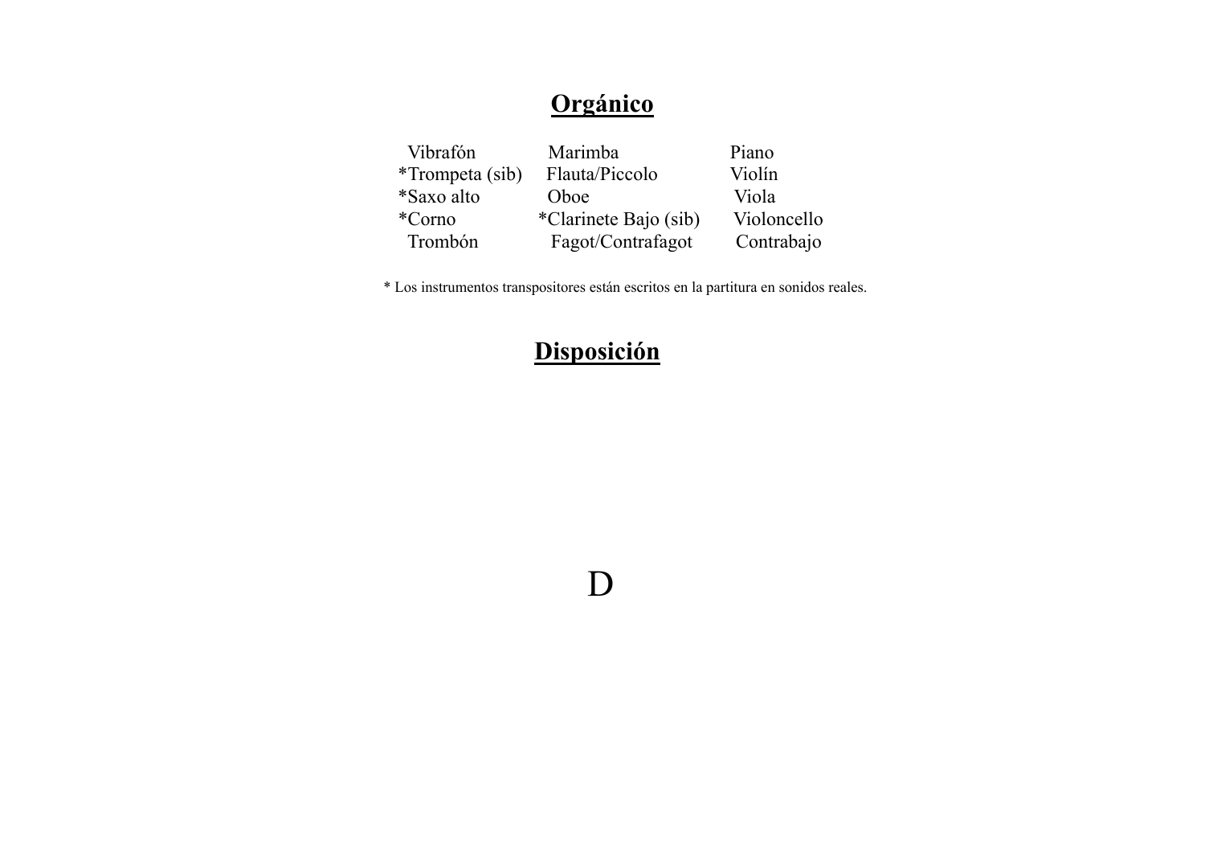## Orgánico

| | | |
|---|---|---|
| Vibrafón | Marimba | Piano |
| *Trompeta (sib) | Flauta/Piccolo | Violín |
| *Saxo alto | Oboe | Viola |
| *Corno | *Clarinete Bajo (sib) | Violoncello |
| Trombón | Fagot/Contrafagot | Contrabajo |

* Los instrumentos transpositores están escritos en la partitura en sonidos reales.

## Disposición

D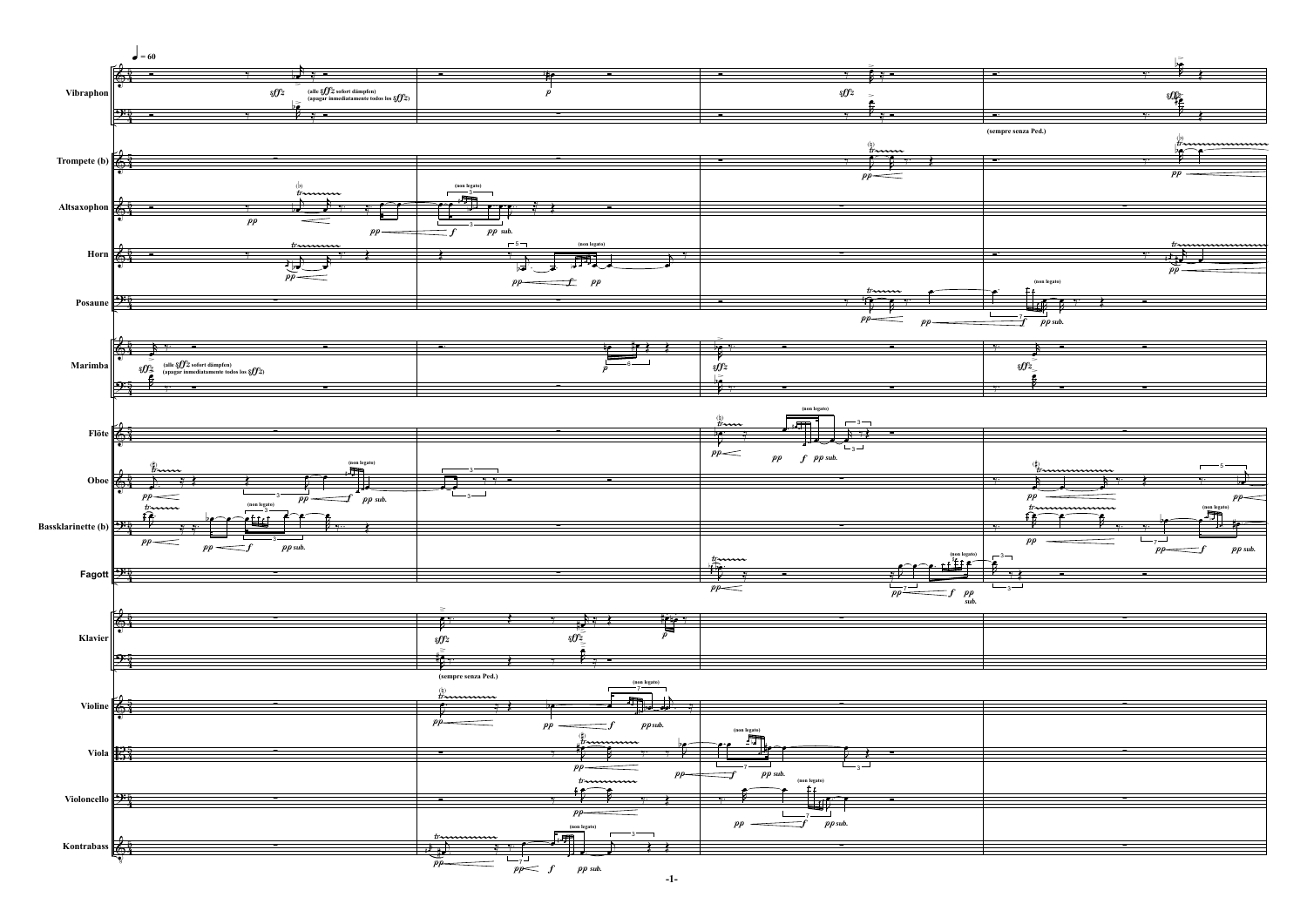♩ = 60

Vibraphon

(alle *sffz* sofort dämpfen)
(apagar inmediatamente todos los *sffz*)

(sempre senza Ped.)

Trompete (b)

Altsaxophon

Horn

Posaune

Marimba

(alle *sffz* sofort dämpfen)
(apagar inmediatamente todos los *sffz*)

Flöte

Oboe

Bassklarinette (b)

Fagott

Klavier

(sempre senza Ped.)

Violine

Viola

Violoncello

Kontrabass

(non legato)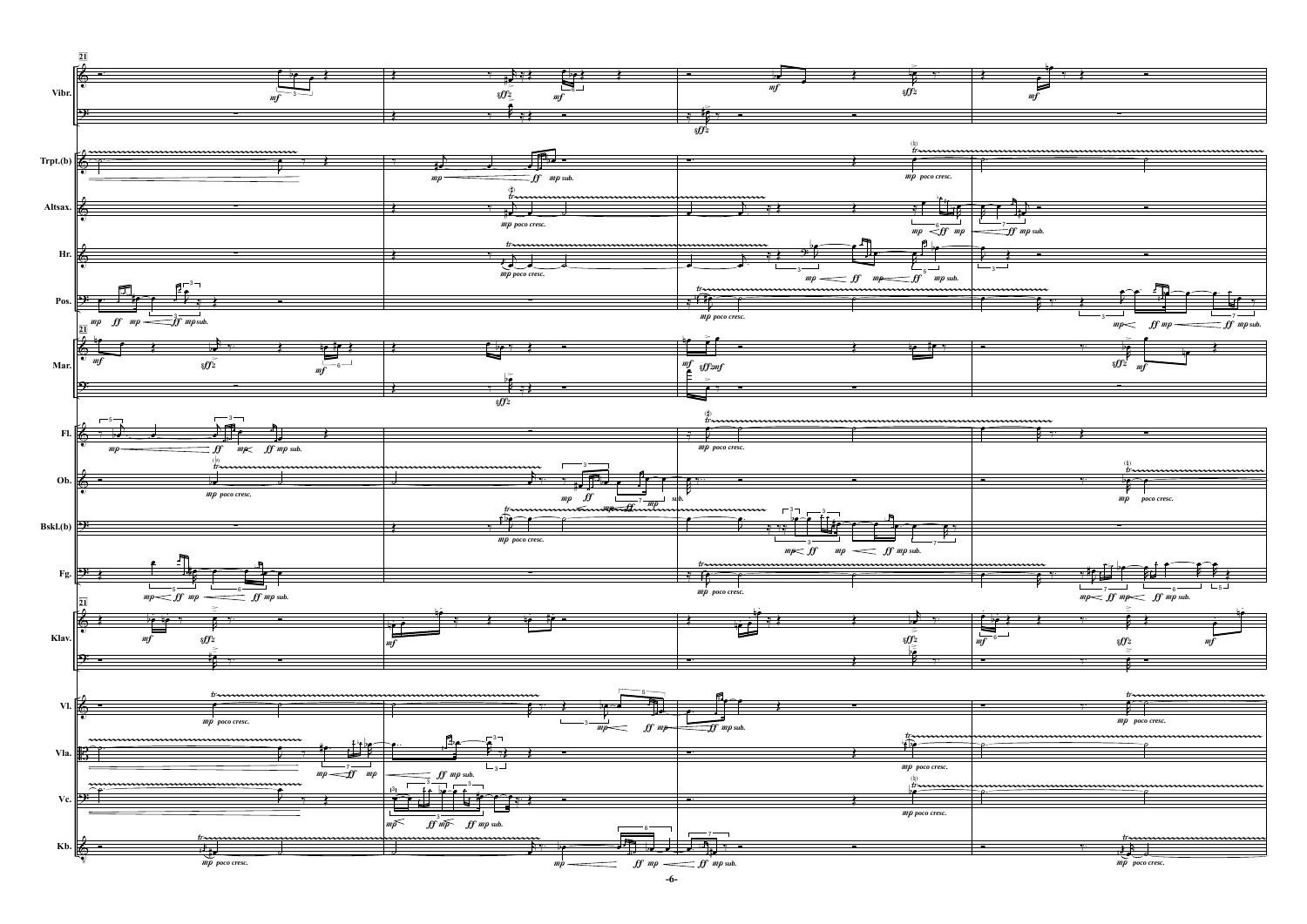21

Vibr.

Trpt.(b)

Altsax.

Hr.

Pos.

Mar.

Fl.

Ob.

Bskl.(b)

Fg.

Klav.

Vl.

Vla.

Vc.

Kb.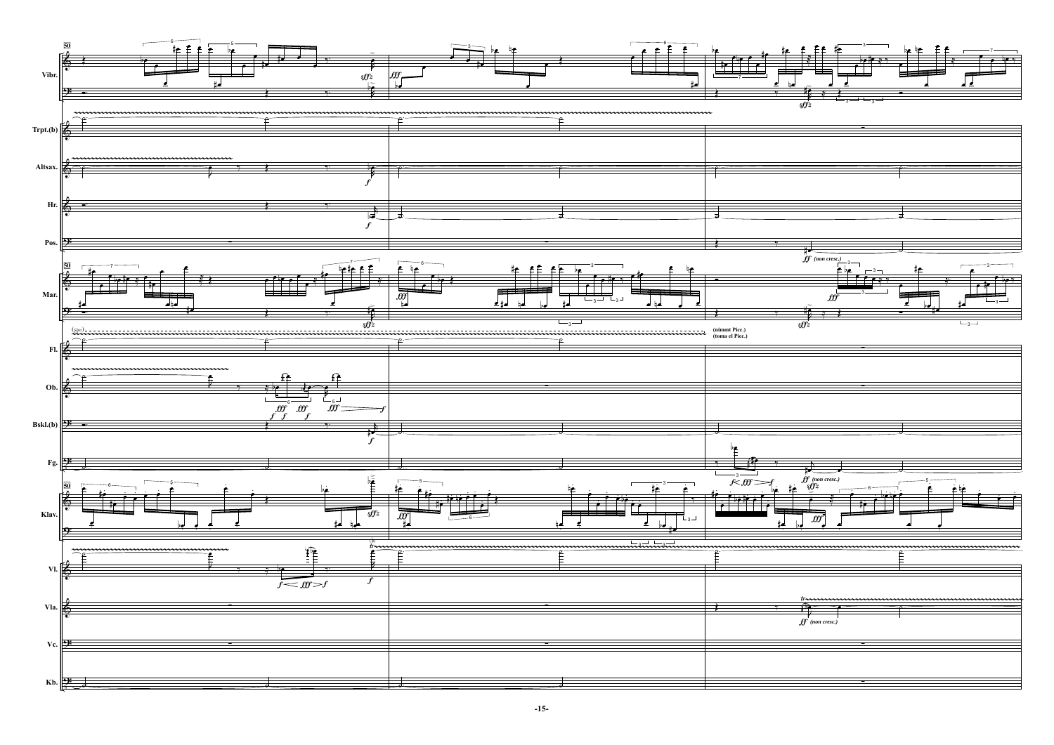50

Vibr.

Trpt.(b)

Altsax.

Hr.

Pos.

Mar.

Fl.

Ob.

Bskl.(b)

Fg.

Klav.

Vl.

Vla.

Vc.

Kb.

*ff (non cresc.)*

(nimmt Picc.)
(toma el Picc.)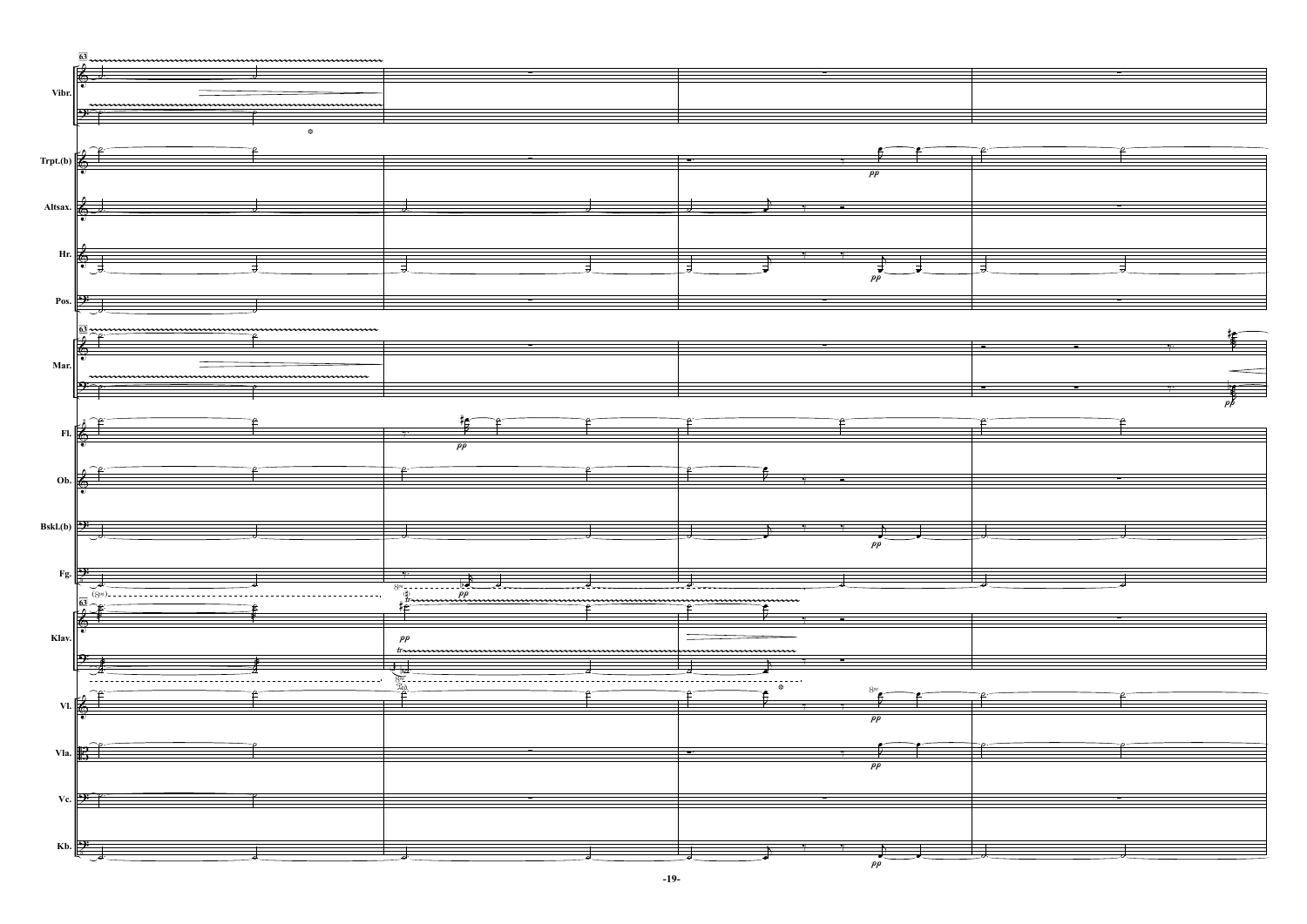Vibr.

Trpt.(b)

Altsax.

Hr.

Pos.

Mar.

Fl.

Ob.

Bskl.(b)

Fg.

Klav.

Vl.

Vla.

Vc.

Kb.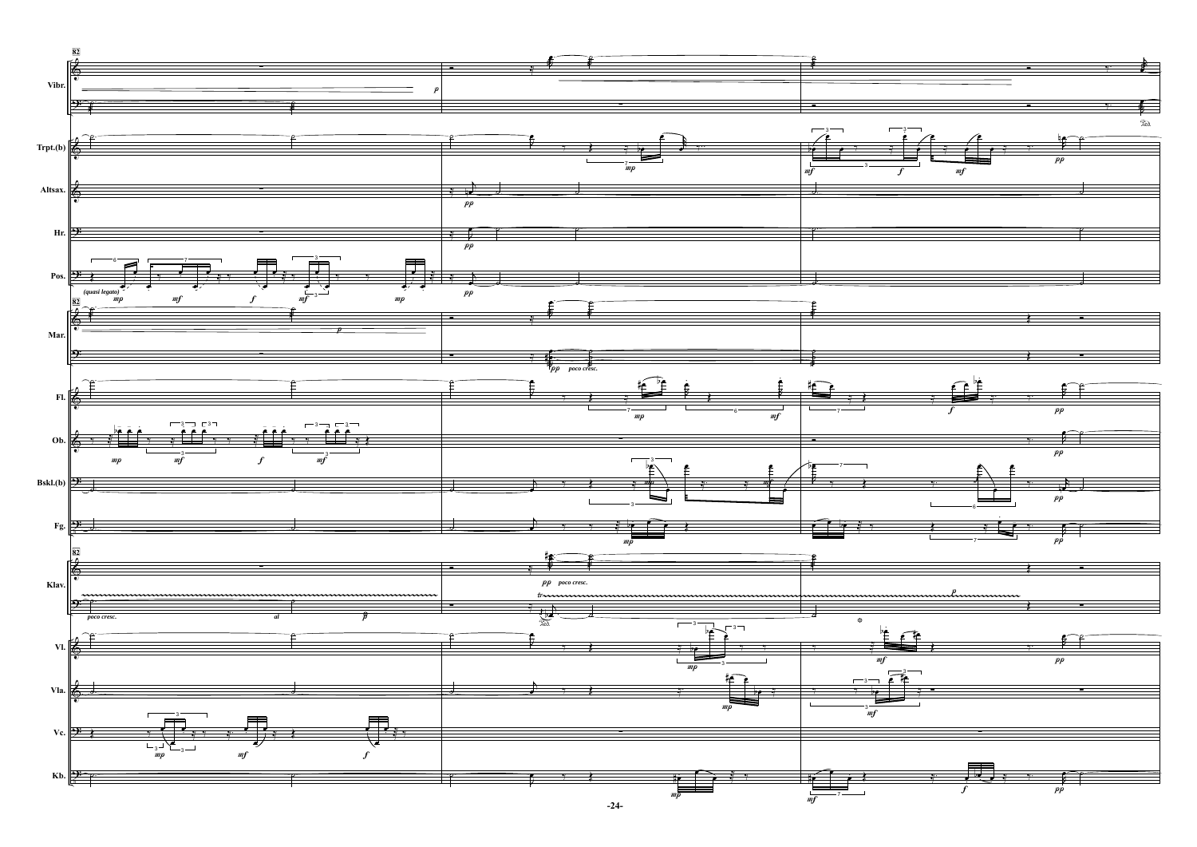82

Vibr.

Trpt.(b)

Altsax.

Hr.

Pos.

*(quasi legato)*

Mar.

Fl.

Ob.

Bskl.(b)

Fg.

Klav.

*poco cresc.* *al*

*pp poco cresc.*

Vl.

Vla.

Vc.

Kb.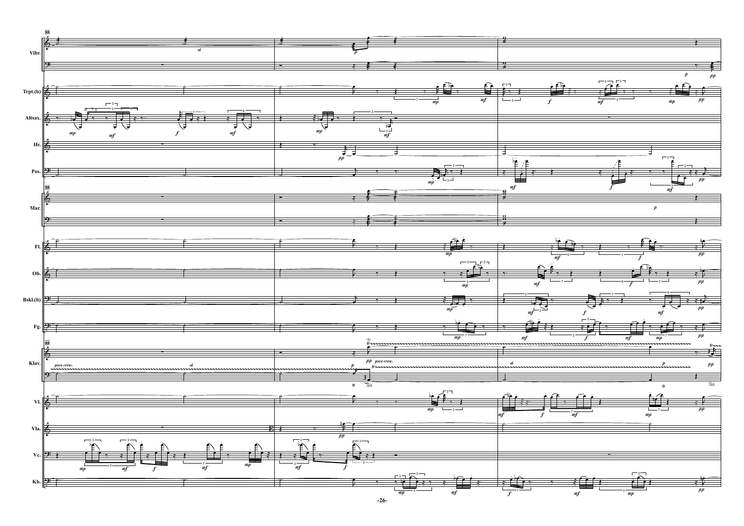88

Vibr.

Trpt.(b)

Altsax.

Hr.

Pos.

Mar.

Fl.

Ob.

Bskl.(b)

Fg.

Klav.

*poco cresc.* *al*

*pp* *poco cresc.*

*al*

Vl.

Vla.

Vc.

Kb.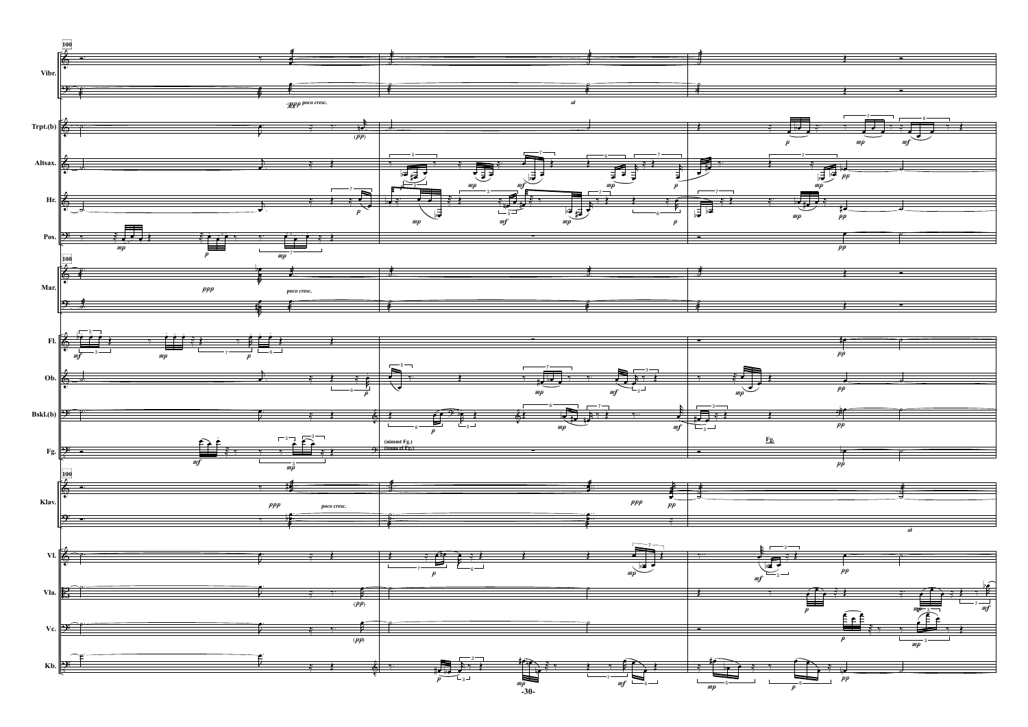100

Vibr.

*ppp* poco cresc.

al

Trpt.(b)

Altsax.

Hr.

Pos.

100

Mar.

*ppp*

poco cresc.

Fl.

Ob.

Bskl.(b)

Fg.

(nimmt Fg.)

(neemt el Fg.)

Fg.

100

Klav.

*ppp*

poco cresc.

*ppp*

*pp*

al

Vl.

Vla.

Vc.

Kb.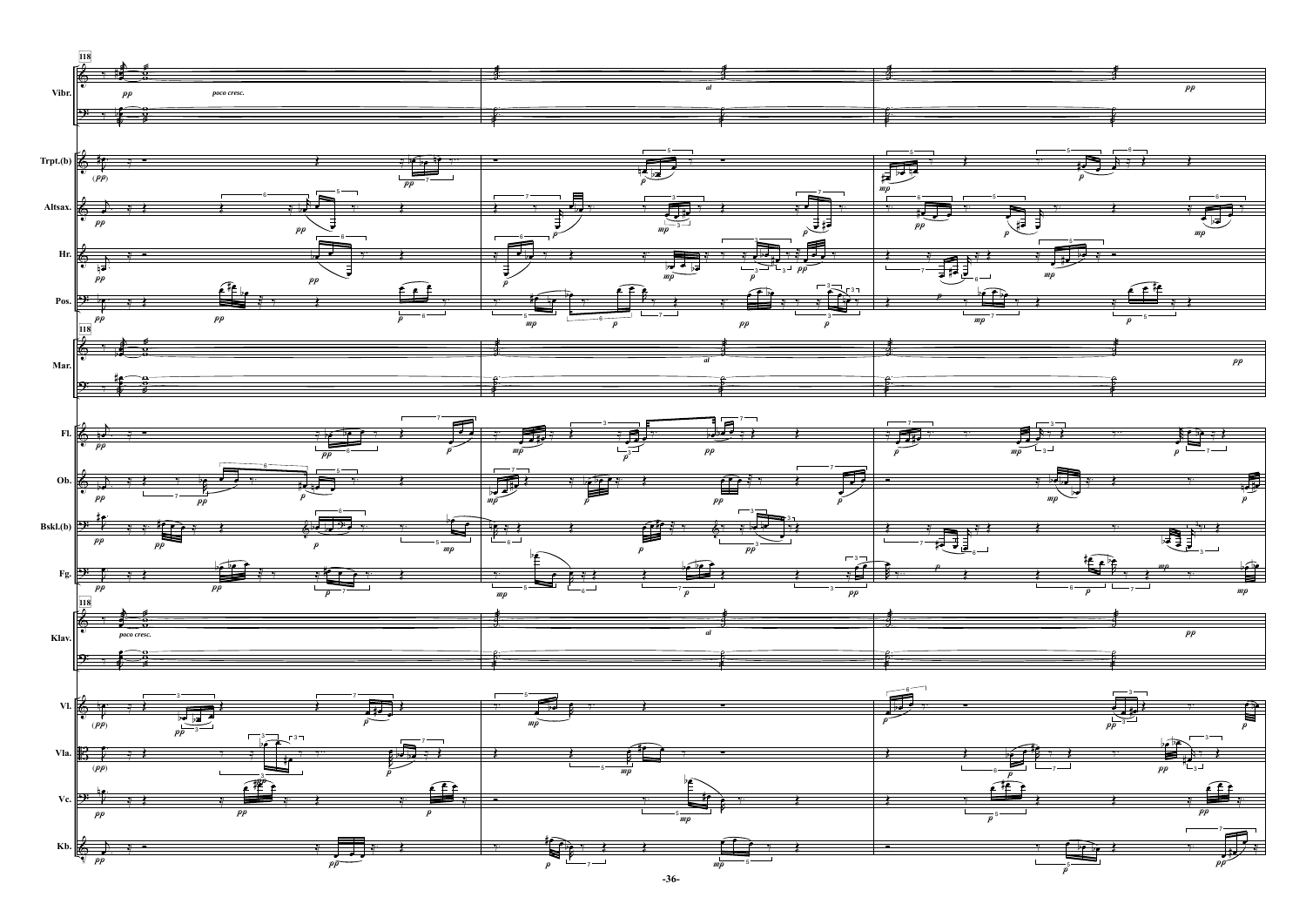118

Vibr.

*pp* *poco cresc.* *al* *pp*

Trpt.(b)

Altsax.

Hr.

Pos.

Mar.

*pp* *al* *pp*

Fl.

Ob.

Bskl.(b)

Fg.

Klav.

*poco cresc.* *al* *pp*

Vl.

Vla.

Vc.

Kb.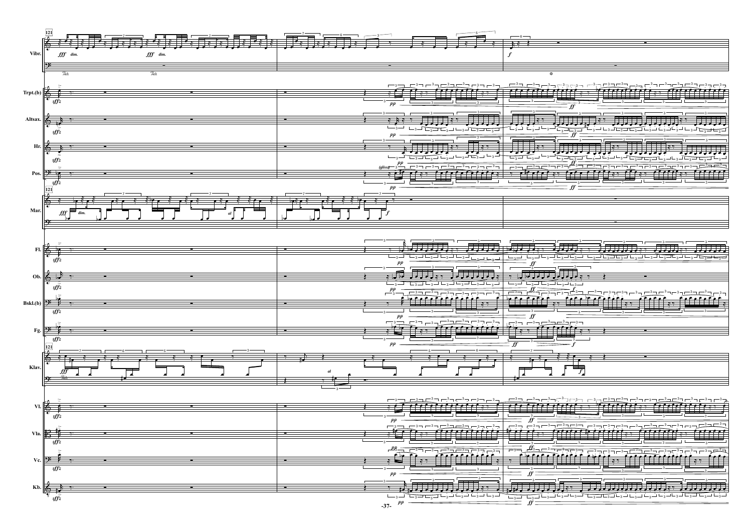121

Vibr.

Trpt.(b)

Altsax.

Hr.

Pos.

Mar.

Fl.

Ob.

Bskl.(b)

Fg.

Klav.

Vl.

Vla.

Vc.

Kb.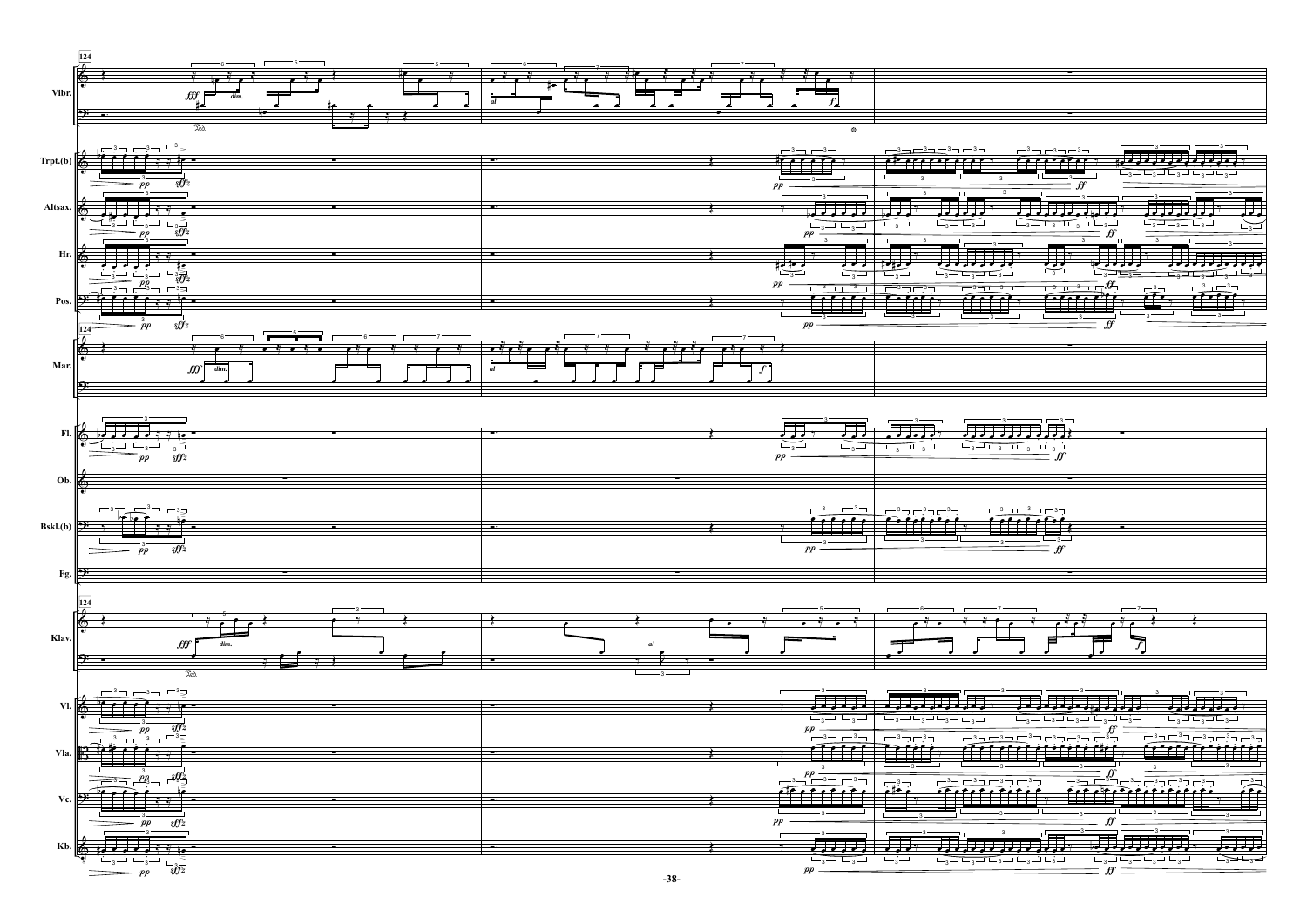124

Vibr.

Trpt.(b)

Altsax.

Hr.

Pos.

Mar.

Fl.

Ob.

Bskl.(b)

Fg.

Klav.

Vl.

Vla.

Vc.

Kb.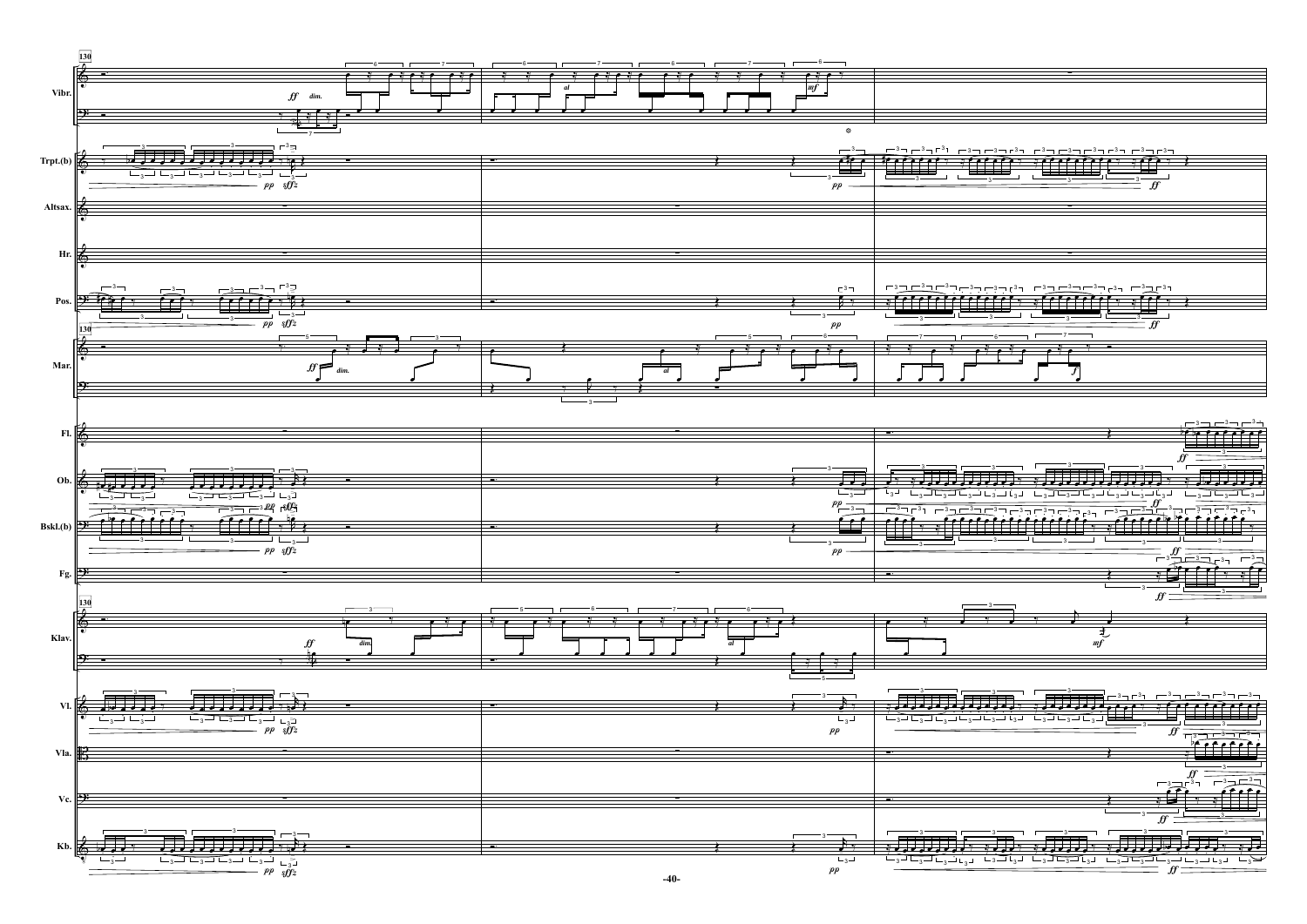130

Vibr.

Trpt.(b)

Altsax.

Hr.

Pos.

Mar.

Fl.

Ob.

Bskl.(b)

Fg.

Klav.

Vl.

Vla.

Vc.

Kb.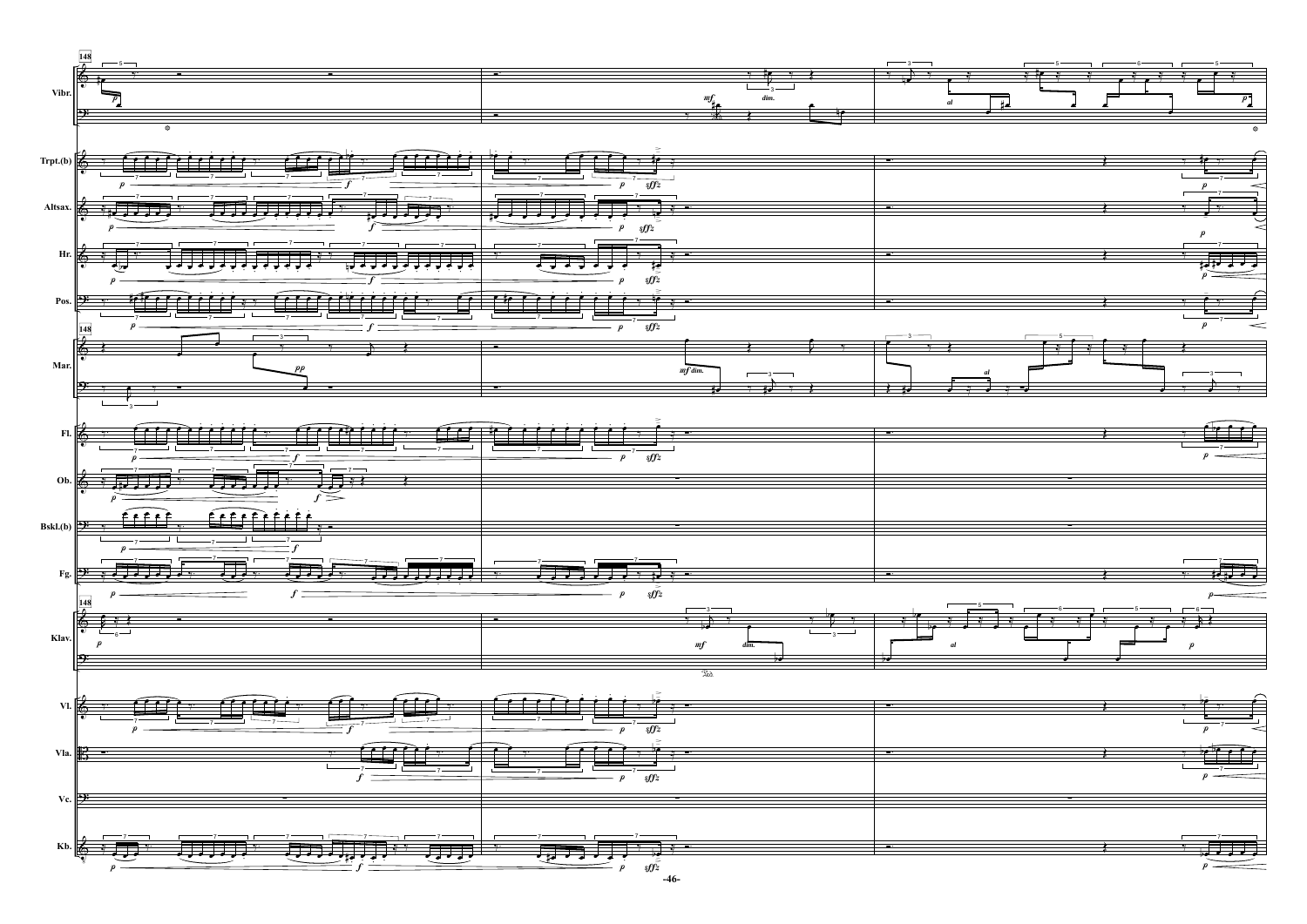148

Vibr.

Trpt.(b)

Altsax.

Hr.

Pos.

Mar.

Fl.

Ob.

Bskl.(b)

Fg.

Klav.

Vl.

Vla.

Vc.

Kb.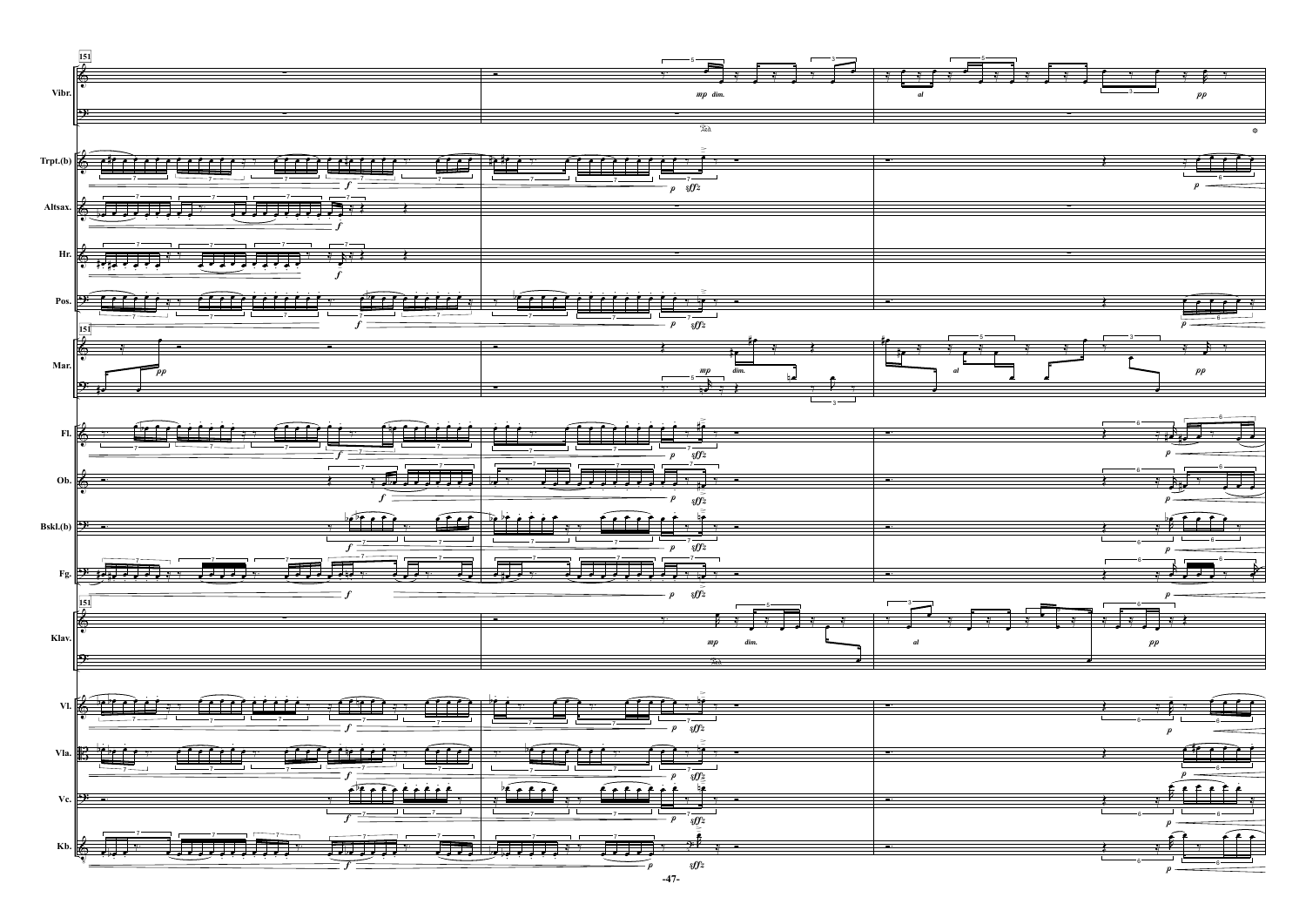151

Vibr.

Trpt.(b)

Altsax.

Hr.

Pos.

Mar.

Fl.

Ob.

Bskl.(b)

Fg.

Klav.

Vl.

Vla.

Vc.

Kb.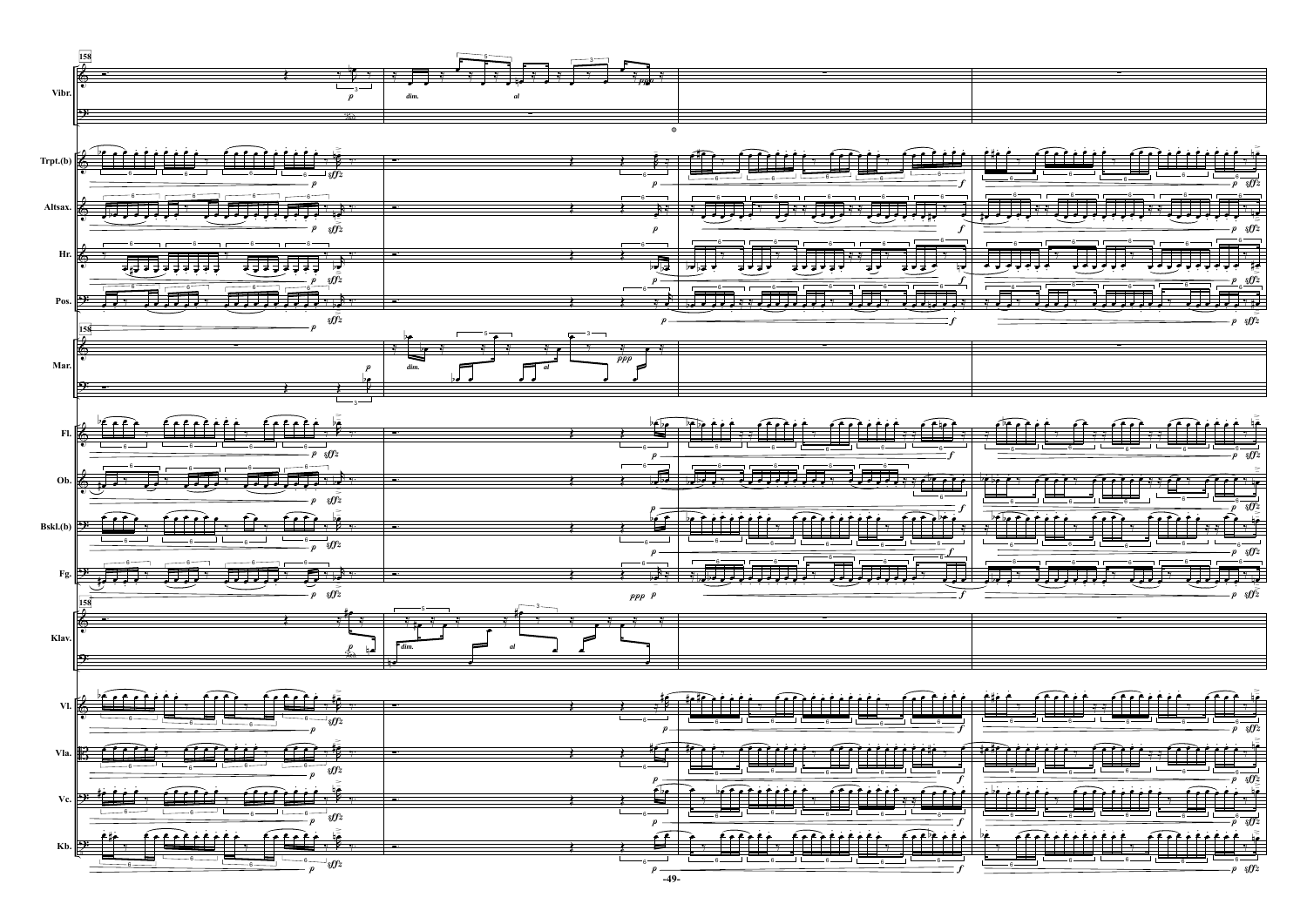158

Vibr.

Trpt.(b)

Altsax.

Hr.

Pos.

Mar.

Fl.

Ob.

Bskl.(b)

Fg.

Klav.

Vl.

Vla.

Vc.

Kb.

*p* *dim.* *al* *ppp* *sffz* *f*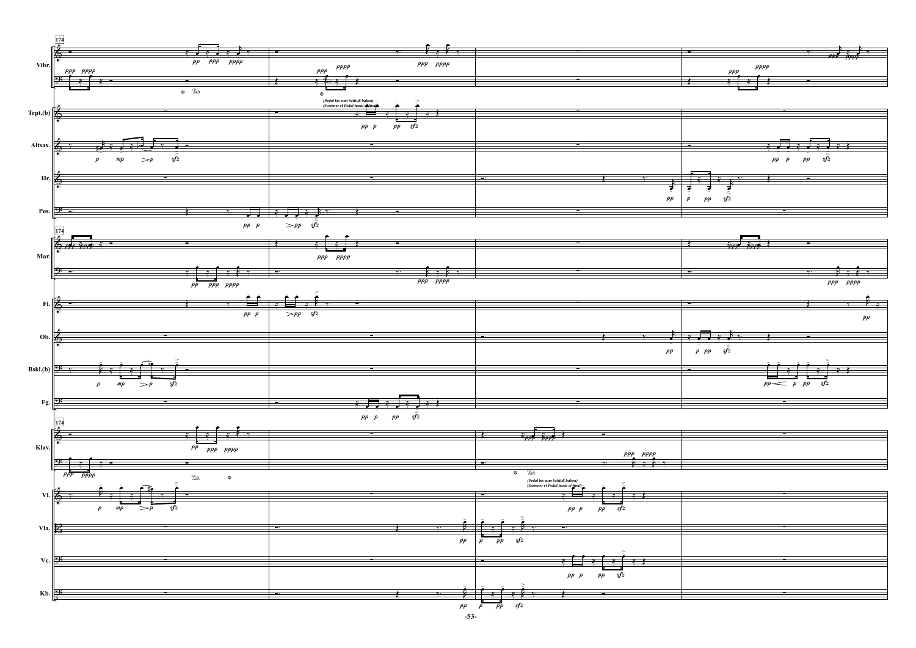(Pedal bis zum Schluß halten)
(Sostener el Pedal hasta el final)